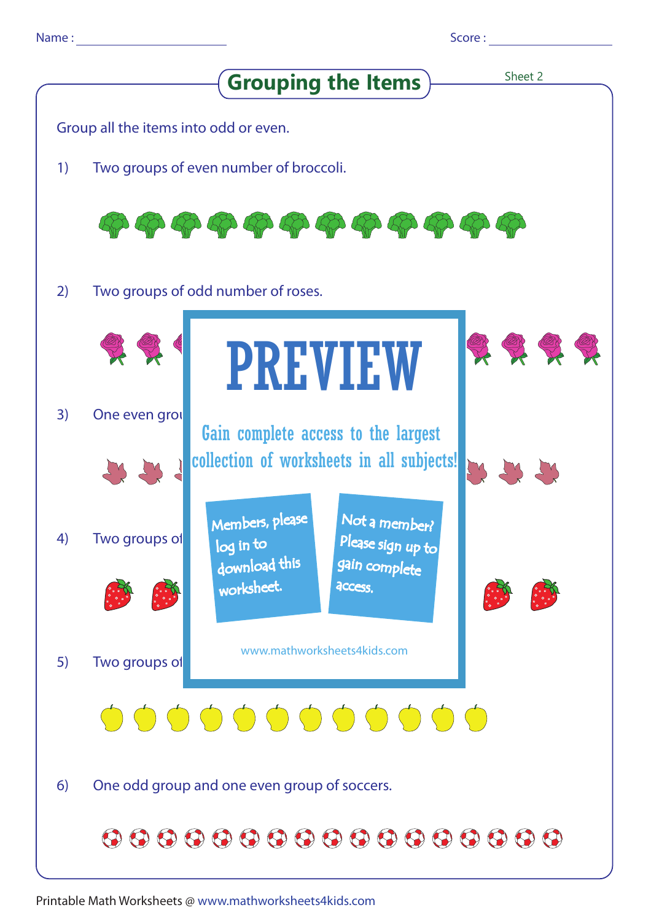Name : ______________________ Score : __________________

# Grouping the Items

Sheet 2

Group all the items into odd or even.

1) Two groups of even number of broccoli.

2) Two groups of odd number of roses.

3) One even grou

4) Two groups of

5) Two groups of

6) One odd group and one even group of soccers.

PREVIEW

Gain complete access to the largest collection of worksheets in all subjects!

Members, please log in to download this worksheet.

Not a member? Please sign up to gain complete access.

www.mathworksheets4kids.com

Printable Math Worksheets @ www.mathworksheets4kids.com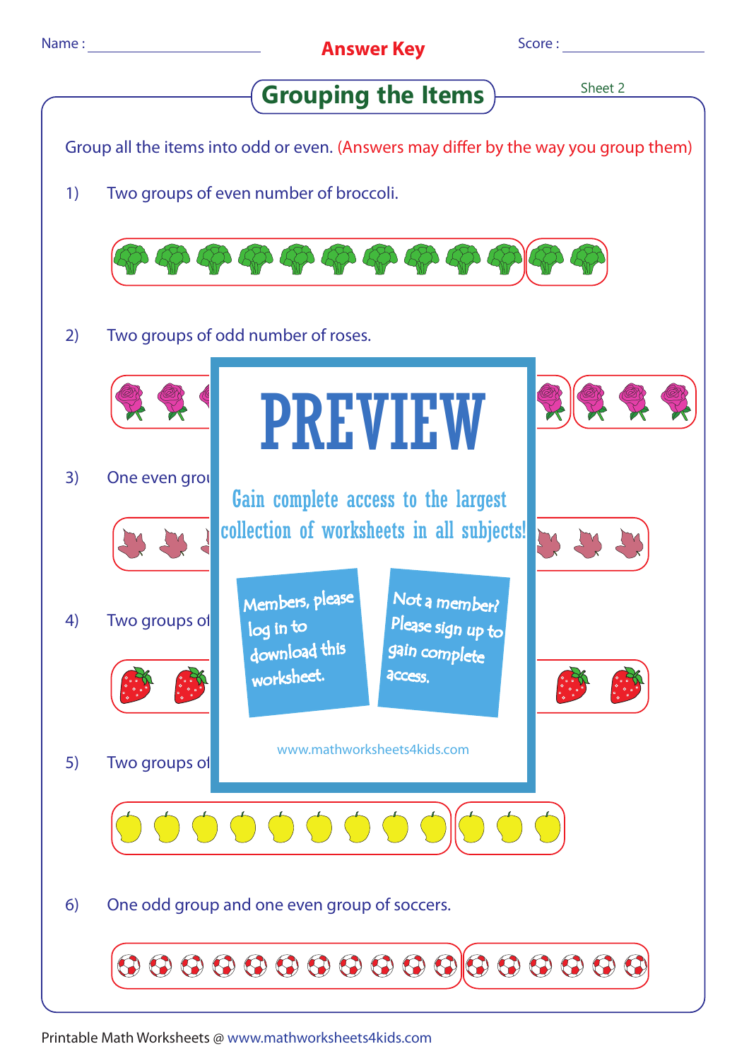Name : Answer Key Score :

# Grouping the Items

Sheet 2

Group all the items into odd or even. (Answers may differ by the way you group them)

1) Two groups of even number of broccoli.

2) Two groups of odd number of roses.

3) One even grou

4) Two groups of

5) Two groups of

6) One odd group and one even group of soccers.

PREVIEW

Gain complete access to the largest collection of worksheets in all subjects!

Members, please log in to download this worksheet.

Not a member? Please sign up to gain complete access.

www.mathworksheets4kids.com

Printable Math Worksheets @ www.mathworksheets4kids.com